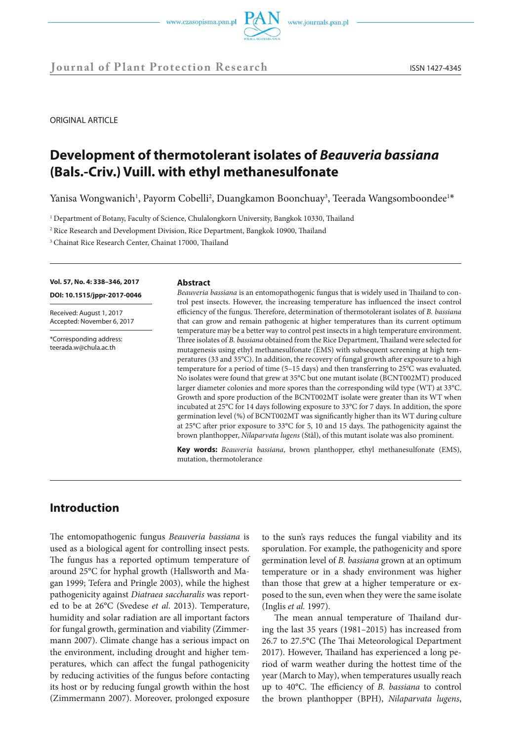ORIGINAL ARTICLE

# Development of thermotolerant isolates of *Beauveria bassiana* (Bals.-Criv.) Vuill. with ethyl methanesulfonate

Yanisa Wongwanich[1], Payorm Cobelli[2], Duangkamon Boonchuay[3], Teerada Wangsomboondee[1]*

[1] Department of Botany, Faculty of Science, Chulalongkorn University, Bangkok 10330, Thailand

[2] Rice Research and Development Division, Rice Department, Bangkok 10900, Thailand

[3] Chainat Rice Research Center, Chainat 17000, Thailand

**Vol. 57, No. 4: 338–346, 2017**

**DOI: 10.1515/jppr-2017-0046**

Received: August 1, 2017
Accepted: November 6, 2017

*Corresponding address:
teerada.w@chula.ac.th

## Abstract

*Beauveria bassiana* is an entomopathogenic fungus that is widely used in Thailand to control pest insects. However, the increasing temperature has influenced the insect control efficiency of the fungus. Therefore, determination of thermotolerant isolates of *B. bassiana* that can grow and remain pathogenic at higher temperatures than its current optimum temperature may be a better way to control pest insects in a high temperature environment. Three isolates of *B. bassiana* obtained from the Rice Department, Thailand were selected for mutagenesis using ethyl methanesulfonate (EMS) with subsequent screening at high temperatures (33 and 35°C). In addition, the recovery of fungal growth after exposure to a high temperature for a period of time (5–15 days) and then transferring to 25°C was evaluated. No isolates were found that grew at 35°C but one mutant isolate (BCNT002MT) produced larger diameter colonies and more spores than the corresponding wild type (WT) at 33°C. Growth and spore production of the BCNT002MT isolate were greater than its WT when incubated at 25°C for 14 days following exposure to 33°C for 7 days. In addition, the spore germination level (%) of BCNT002MT was significantly higher than its WT during culture at 25°C after prior exposure to 33°C for 5, 10 and 15 days. The pathogenicity against the brown planthopper, *Nilaparvata lugens* (Stål), of this mutant isolate was also prominent.

**Key words:** *Beauveria bassiana*, brown planthopper, ethyl methanesulfonate (EMS), mutation, thermotolerance

## Introduction

The entomopathogenic fungus *Beauveria bassiana* is used as a biological agent for controlling insect pests. The fungus has a reported optimum temperature of around 25°C for hyphal growth (Hallsworth and Magan 1999; Tefera and Pringle 2003), while the highest pathogenicity against *Diatraea saccharalis* was reported to be at 26°C (Svedese *et al*. 2013). Temperature, humidity and solar radiation are all important factors for fungal growth, germination and viability (Zimmermann 2007). Climate change has a serious impact on the environment, including drought and higher temperatures, which can affect the fungal pathogenicity by reducing activities of the fungus before contacting its host or by reducing fungal growth within the host (Zimmermann 2007). Moreover, prolonged exposure to the sun's rays reduces the fungal viability and its sporulation. For example, the pathogenicity and spore germination level of *B. bassiana* grown at an optimum temperature or in a shady environment was higher than those that grew at a higher temperature or exposed to the sun, even when they were the same isolate (Inglis *et al.* 1997).

The mean annual temperature of Thailand during the last 35 years (1981–2015) has increased from 26.7 to 27.5°C (The Thai Meteorological Department 2017). However, Thailand has experienced a long period of warm weather during the hottest time of the year (March to May), when temperatures usually reach up to 40°C. The efficiency of *B. bassiana* to control the brown planthopper (BPH), *Nilaparvata lugens*,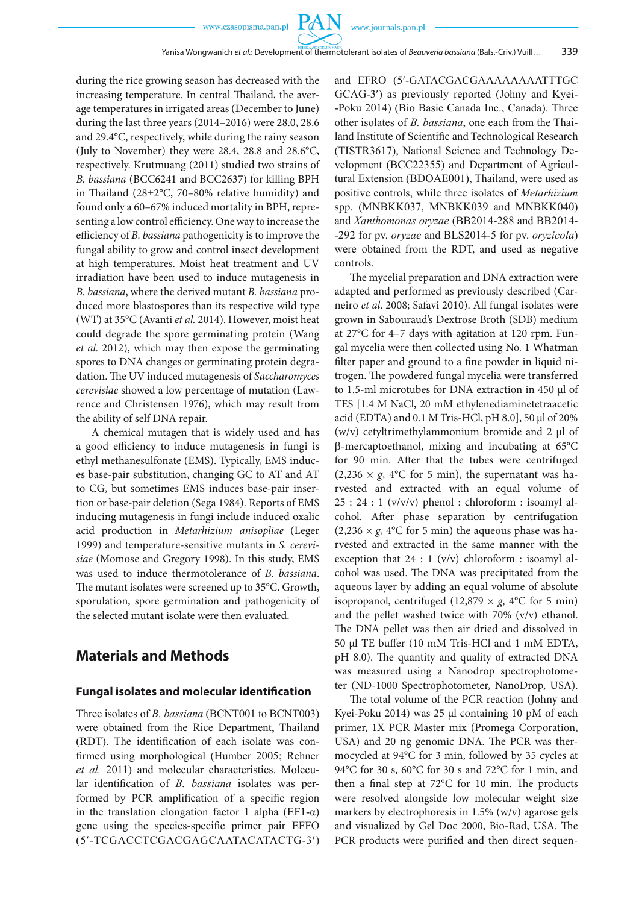during the rice growing season has decreased with the increasing temperature. In central Thailand, the average temperatures in irrigated areas (December to June) during the last three years (2014–2016) were 28.0, 28.6 and 29.4°C, respectively, while during the rainy season (July to November) they were 28.4, 28.8 and 28.6°C, respectively. Krutmuang (2011) studied two strains of *B. bassiana* (BCC6241 and BCC2637) for killing BPH in Thailand (28±2°C, 70–80% relative humidity) and found only a 60–67% induced mortality in BPH, representing a low control efficiency. One way to increase the efficiency of *B. bassiana* pathogenicity is to improve the fungal ability to grow and control insect development at high temperatures. Moist heat treatment and UV irradiation have been used to induce mutagenesis in *B. bassiana*, where the derived mutant *B. bassiana* produced more blastospores than its respective wild type (WT) at 35°C (Avanti *et al.* 2014). However, moist heat could degrade the spore germinating protein (Wang *et al.* 2012), which may then expose the germinating spores to DNA changes or germinating protein degradation. The UV induced mutagenesis of *Saccharomyces cerevisiae* showed a low percentage of mutation (Lawrence and Christensen 1976), which may result from the ability of self DNA repair.

A chemical mutagen that is widely used and has a good efficiency to induce mutagenesis in fungi is ethyl methanesulfonate (EMS). Typically, EMS induces base-pair substitution, changing GC to AT and AT to CG, but sometimes EMS induces base-pair insertion or base-pair deletion (Sega 1984). Reports of EMS inducing mutagenesis in fungi include induced oxalic acid production in *Metarhizium anisopliae* (Leger 1999) and temperature-sensitive mutants in *S. cerevisiae* (Momose and Gregory 1998). In this study, EMS was used to induce thermotolerance of *B. bassiana*. The mutant isolates were screened up to 35°C. Growth, sporulation, spore germination and pathogenicity of the selected mutant isolate were then evaluated.

## Materials and Methods

### Fungal isolates and molecular identification

Three isolates of *B. bassiana* (BCNT001 to BCNT003) were obtained from the Rice Department, Thailand (RDT). The identification of each isolate was confirmed using morphological (Humber 2005; Rehner *et al.* 2011) and molecular characteristics. Molecular identification of *B. bassiana* isolates was performed by PCR amplification of a specific region in the translation elongation factor 1 alpha (EF1-α) gene using the species-specific primer pair EFFO (5′-TCGACCTCGACGAGCAATACATACTG-3′) and EFRO (5′-GATACGACGAAAAAAAATTGC GCAG-3′) as previously reported (Johny and Kyei-Poku 2014) (Bio Basic Canada Inc., Canada). Three other isolates of *B. bassiana*, one each from the Thailand Institute of Scientific and Technological Research (TISTR3617), National Science and Technology Development (BCC22355) and Department of Agricultural Extension (BDOAE001), Thailand, were used as positive controls, while three isolates of *Metarhizium* spp. (MNBKK037, MNBKK039 and MNBKK040) and *Xanthomonas oryzae* (BB2014-288 and BB2014-292 for pv. *oryzae* and BLS2014-5 for pv. *oryzicola*) were obtained from the RDT, and used as negative controls.

The mycelial preparation and DNA extraction were adapted and performed as previously described (Carneiro *et al.* 2008; Safavi 2010). All fungal isolates were grown in Sabouraud's Dextrose Broth (SDB) medium at 27°C for 4–7 days with agitation at 120 rpm. Fungal mycelia were then collected using No. 1 Whatman filter paper and ground to a fine powder in liquid nitrogen. The powdered fungal mycelia were transferred to 1.5-ml microtubes for DNA extraction in 450 μl of TES [1.4 M NaCl, 20 mM ethylenediaminetetraacetic acid (EDTA) and 0.1 M Tris-HCl, pH 8.0], 50 μl of 20% (w/v) cetyltrimethylammonium bromide and 2 μl of β-mercaptoethanol, mixing and incubating at 65°C for 90 min. After that the tubes were centrifuged (2,236 × *g*, 4°C for 5 min), the supernatant was harvested and extracted with an equal volume of 25 : 24 : 1 (v/v/v) phenol : chloroform : isoamyl alcohol. After phase separation by centrifugation (2,236 × *g*, 4°C for 5 min) the aqueous phase was harvested and extracted in the same manner with the exception that 24 : 1 (v/v) chloroform : isoamyl alcohol was used. The DNA was precipitated from the aqueous layer by adding an equal volume of absolute isopropanol, centrifuged (12,879 × *g*, 4°C for 5 min) and the pellet washed twice with 70% (v/v) ethanol. The DNA pellet was then air dried and dissolved in 50 μl TE buffer (10 mM Tris-HCl and 1 mM EDTA, pH 8.0). The quantity and quality of extracted DNA was measured using a Nanodrop spectrophotometer (ND-1000 Spectrophotometer, NanoDrop, USA).

The total volume of the PCR reaction (Johny and Kyei-Poku 2014) was 25 μl containing 10 pM of each primer, 1X PCR Master mix (Promega Corporation, USA) and 20 ng genomic DNA. The PCR was thermocycled at 94°C for 3 min, followed by 35 cycles at 94°C for 30 s, 60°C for 30 s and 72°C for 1 min, and then a final step at 72°C for 10 min. The products were resolved alongside low molecular weight size markers by electrophoresis in 1.5% (w/v) agarose gels and visualized by Gel Doc 2000, Bio-Rad, USA. The PCR products were purified and then direct sequen-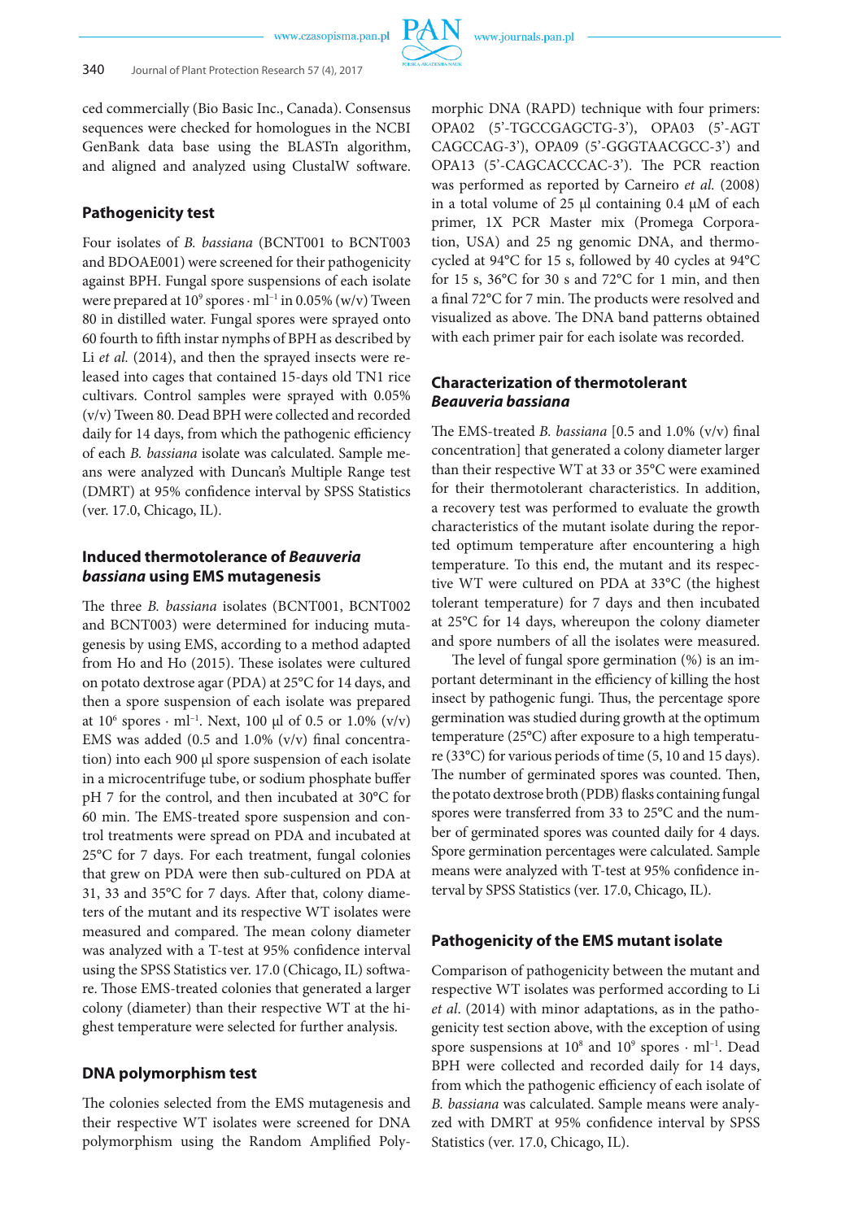ced commercially (Bio Basic Inc., Canada). Consensus sequences were checked for homologues in the NCBI GenBank data base using the BLASTn algorithm, and aligned and analyzed using ClustalW software.

## Pathogenicity test

Four isolates of *B. bassiana* (BCNT001 to BCNT003 and BDOAE001) were screened for their pathogenicity against BPH. Fungal spore suspensions of each isolate were prepared at $10^9$ spores · ml$^{-1}$ in 0.05% (w/v) Tween 80 in distilled water. Fungal spores were sprayed onto 60 fourth to fifth instar nymphs of BPH as described by Li *et al.* (2014), and then the sprayed insects were released into cages that contained 15-days old TN1 rice cultivars. Control samples were sprayed with 0.05% (v/v) Tween 80. Dead BPH were collected and recorded daily for 14 days, from which the pathogenic efficiency of each *B. bassiana* isolate was calculated. Sample means were analyzed with Duncan's Multiple Range test (DMRT) at 95% confidence interval by SPSS Statistics (ver. 17.0, Chicago, IL).

## Induced thermotolerance of *Beauveria bassiana* using EMS mutagenesis

The three *B. bassiana* isolates (BCNT001, BCNT002 and BCNT003) were determined for inducing mutagenesis by using EMS, according to a method adapted from Ho and Ho (2015). These isolates were cultured on potato dextrose agar (PDA) at 25°C for 14 days, and then a spore suspension of each isolate was prepared at $10^6$ spores · ml$^{-1}$. Next, 100 μl of 0.5 or 1.0% (v/v) EMS was added (0.5 and 1.0% (v/v) final concentration) into each 900 μl spore suspension of each isolate in a microcentrifuge tube, or sodium phosphate buffer pH 7 for the control, and then incubated at 30°C for 60 min. The EMS-treated spore suspension and control treatments were spread on PDA and incubated at 25°C for 7 days. For each treatment, fungal colonies that grew on PDA were then sub-cultured on PDA at 31, 33 and 35°C for 7 days. After that, colony diameters of the mutant and its respective WT isolates were measured and compared. The mean colony diameter was analyzed with a T-test at 95% confidence interval using the SPSS Statistics ver. 17.0 (Chicago, IL) software. Those EMS-treated colonies that generated a larger colony (diameter) than their respective WT at the highest temperature were selected for further analysis.

## DNA polymorphism test

The colonies selected from the EMS mutagenesis and their respective WT isolates were screened for DNA polymorphism using the Random Amplified Polymorphic DNA (RAPD) technique with four primers: OPA02 (5'-TGCCGAGCTG-3'), OPA03 (5'-AGT CAGCCAG-3'), OPA09 (5'-GGGTAACGCC-3') and OPA13 (5'-CAGCACCCAC-3'). The PCR reaction was performed as reported by Carneiro *et al.* (2008) in a total volume of 25 μl containing 0.4 μM of each primer, 1X PCR Master mix (Promega Corporation, USA) and 25 ng genomic DNA, and thermocycled at 94°C for 15 s, followed by 40 cycles at 94°C for 15 s, 36°C for 30 s and 72°C for 1 min, and then a final 72°C for 7 min. The products were resolved and visualized as above. The DNA band patterns obtained with each primer pair for each isolate was recorded.

## Characterization of thermotolerant *Beauveria bassiana*

The EMS-treated *B. bassiana* [0.5 and 1.0% (v/v) final concentration] that generated a colony diameter larger than their respective WT at 33 or 35°C were examined for their thermotolerant characteristics. In addition, a recovery test was performed to evaluate the growth characteristics of the mutant isolate during the reported optimum temperature after encountering a high temperature. To this end, the mutant and its respective WT were cultured on PDA at 33°C (the highest tolerant temperature) for 7 days and then incubated at 25°C for 14 days, whereupon the colony diameter and spore numbers of all the isolates were measured.

The level of fungal spore germination (%) is an important determinant in the efficiency of killing the host insect by pathogenic fungi. Thus, the percentage spore germination was studied during growth at the optimum temperature (25°C) after exposure to a high temperature (33°C) for various periods of time (5, 10 and 15 days). The number of germinated spores was counted. Then, the potato dextrose broth (PDB) flasks containing fungal spores were transferred from 33 to 25°C and the number of germinated spores was counted daily for 4 days. Spore germination percentages were calculated. Sample means were analyzed with T-test at 95% confidence interval by SPSS Statistics (ver. 17.0, Chicago, IL).

## Pathogenicity of the EMS mutant isolate

Comparison of pathogenicity between the mutant and respective WT isolates was performed according to Li *et al.* (2014) with minor adaptations, as in the pathogenicity test section above, with the exception of using spore suspensions at $10^8$ and $10^9$ spores · ml$^{-1}$. Dead BPH were collected and recorded daily for 14 days, from which the pathogenic efficiency of each isolate of *B. bassiana* was calculated. Sample means were analyzed with DMRT at 95% confidence interval by SPSS Statistics (ver. 17.0, Chicago, IL).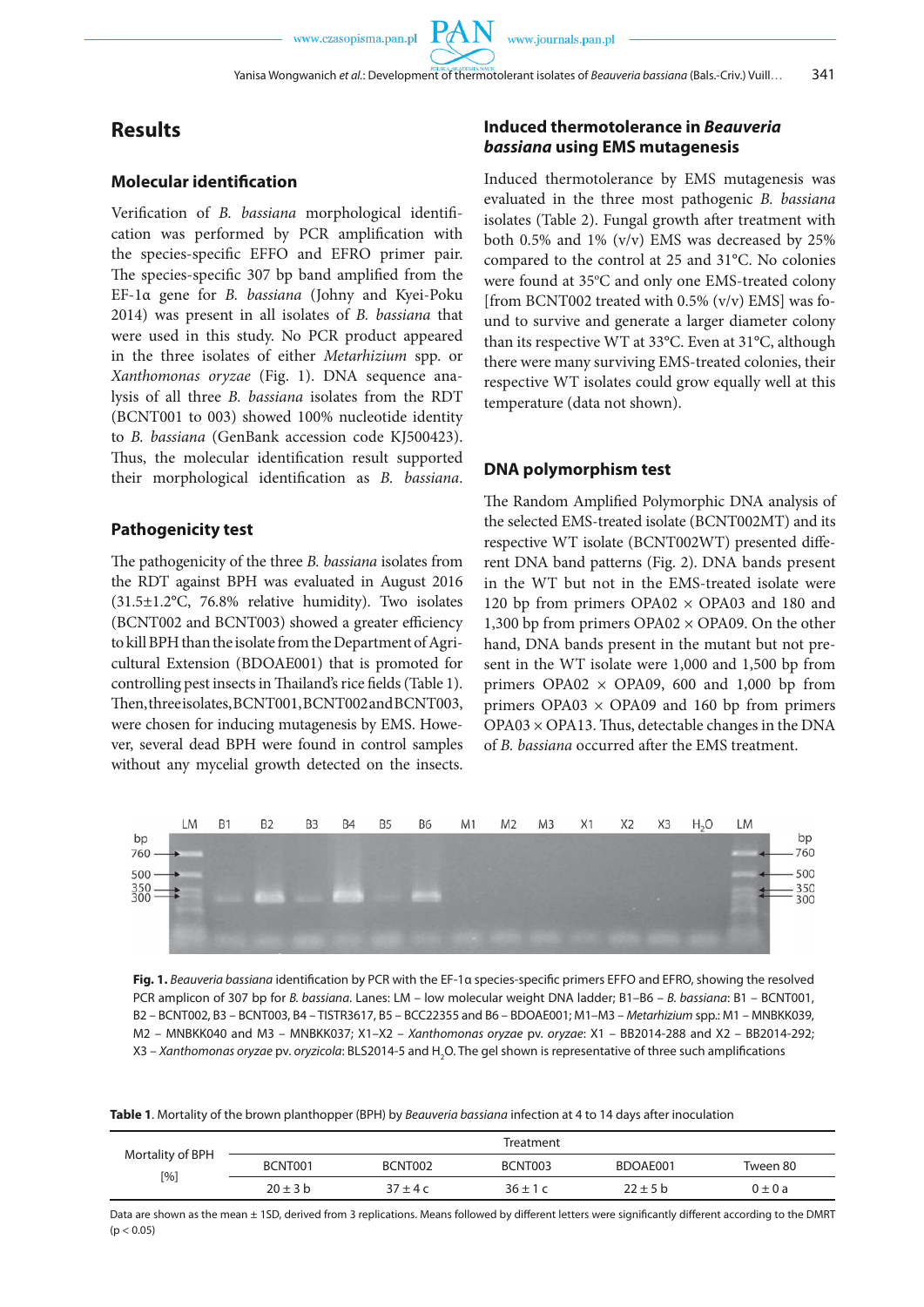# Results

## Molecular identification

Verification of *B. bassiana* morphological identification was performed by PCR amplification with the species-specific EFFO and EFRO primer pair. The species-specific 307 bp band amplified from the EF-1α gene for *B. bassiana* (Johny and Kyei-Poku 2014) was present in all isolates of *B. bassiana* that were used in this study. No PCR product appeared in the three isolates of either *Metarhizium* spp. or *Xanthomonas oryzae* (Fig. 1). DNA sequence analysis of all three *B. bassiana* isolates from the RDT (BCNT001 to 003) showed 100% nucleotide identity to *B. bassiana* (GenBank accession code KJ500423). Thus, the molecular identification result supported their morphological identification as *B. bassiana*.

## Pathogenicity test

The pathogenicity of the three *B. bassiana* isolates from the RDT against BPH was evaluated in August 2016 (31.5±1.2°C, 76.8% relative humidity). Two isolates (BCNT002 and BCNT003) showed a greater efficiency to kill BPH than the isolate from the Department of Agricultural Extension (BDOAE001) that is promoted for controlling pest insects in Thailand's rice fields (Table 1). Then, three isolates, BCNT001, BCNT002 and BCNT003, were chosen for inducing mutagenesis by EMS. However, several dead BPH were found in control samples without any mycelial growth detected on the insects.

## Induced thermotolerance in *Beauveria bassiana* using EMS mutagenesis

Induced thermotolerance by EMS mutagenesis was evaluated in the three most pathogenic *B. bassiana* isolates (Table 2). Fungal growth after treatment with both 0.5% and 1% (v/v) EMS was decreased by 25% compared to the control at 25 and 31°C. No colonies were found at 35°C and only one EMS-treated colony [from BCNT002 treated with 0.5% (v/v) EMS] was found to survive and generate a larger diameter colony than its respective WT at 33°C. Even at 31°C, although there were many surviving EMS-treated colonies, their respective WT isolates could grow equally well at this temperature (data not shown).

## DNA polymorphism test

The Random Amplified Polymorphic DNA analysis of the selected EMS-treated isolate (BCNT002MT) and its respective WT isolate (BCNT002WT) presented different DNA band patterns (Fig. 2). DNA bands present in the WT but not in the EMS-treated isolate were 120 bp from primers OPA02 × OPA03 and 180 and 1,300 bp from primers OPA02 × OPA09. On the other hand, DNA bands present in the mutant but not present in the WT isolate were 1,000 and 1,500 bp from primers OPA02 × OPA09, 600 and 1,000 bp from primers OPA03 × OPA09 and 160 bp from primers OPA03 × OPA13. Thus, detectable changes in the DNA of *B. bassiana* occurred after the EMS treatment.

**Fig. 1.** *Beauveria bassiana* identification by PCR with the EF-1α species-specific primers EFFO and EFRO, showing the resolved PCR amplicon of 307 bp for *B. bassiana*. Lanes: LM – low molecular weight DNA ladder; B1–B6 – *B. bassiana*: B1 – BCNT001, B2 – BCNT002, B3 – BCNT003, B4 – TISTR3617, B5 – BCC22355 and B6 – BDOAE001; M1–M3 – *Metarhizium* spp.: M1 – MNBKK039, M2 – MNBKK040 and M3 – MNBKK037; X1–X2 – *Xanthomonas oryzae* pv. *oryzae*: X1 – BB2014-288 and X2 – BB2014-292; X3 – *Xanthomonas oryzae* pv. *oryzicola*: BLS2014-5 and $H_2O$. The gel shown is representative of three such amplifications

**Table 1**. Mortality of the brown planthopper (BPH) by *Beauveria bassiana* infection at 4 to 14 days after inoculation

| Mortality of BPH [%] | Treatment | | | | |
|---|---|---|---|---|---|
| | BCNT001 | BCNT002 | BCNT003 | BDOAE001 | Tween 80 |
| | 20 ± 3 b | 37 ± 4 c | 36 ± 1 c | 22 ± 5 b | 0 ± 0 a |

Data are shown as the mean ± 1SD, derived from 3 replications. Means followed by different letters were significantly different according to the DMRT ($p < 0.05$)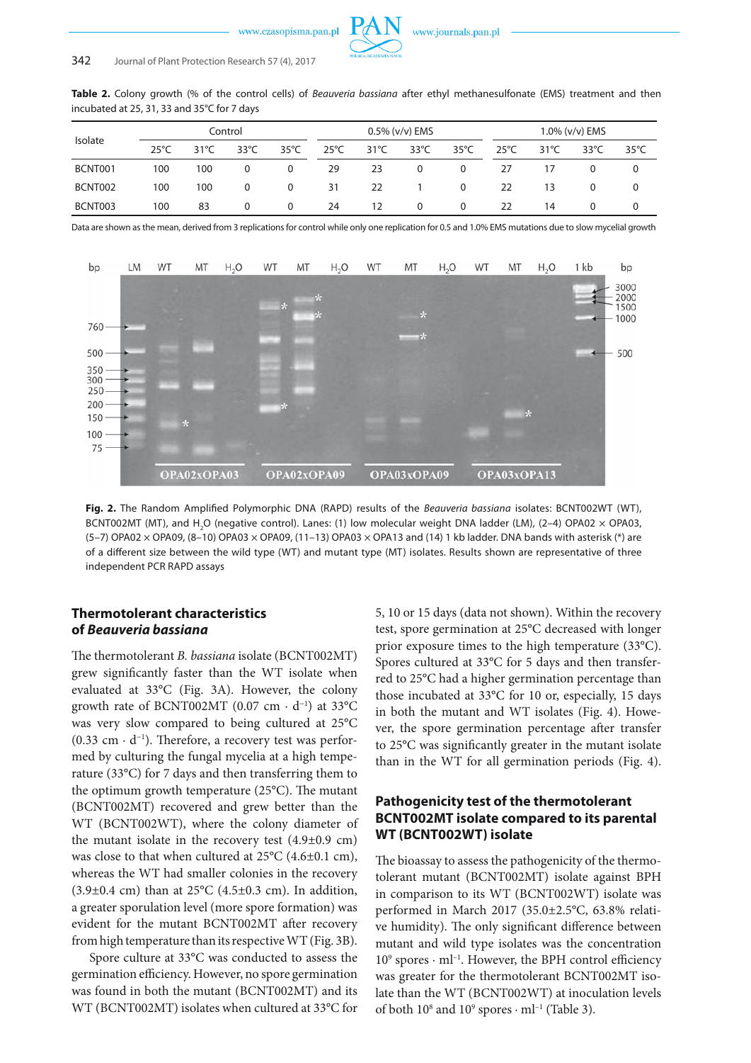**Table 2.** Colony growth (% of the control cells) of *Beauveria bassiana* after ethyl methanesulfonate (EMS) treatment and then incubated at 25, 31, 33 and 35°C for 7 days

| Isolate | Control | | | | 0.5% (v/v) EMS | | | | 1.0% (v/v) EMS | | | |
|---|---|---|---|---|---|---|---|---|---|---|---|---|
| | 25°C | 31°C | 33°C | 35°C | 25°C | 31°C | 33°C | 35°C | 25°C | 31°C | 33°C | 35°C |
| BCNT001 | 100 | 100 | 0 | 0 | 29 | 23 | 0 | 0 | 27 | 17 | 0 | 0 |
| BCNT002 | 100 | 100 | 0 | 0 | 31 | 22 | 1 | 0 | 22 | 13 | 0 | 0 |
| BCNT003 | 100 | 83 | 0 | 0 | 24 | 12 | 0 | 0 | 22 | 14 | 0 | 0 |

Data are shown as the mean, derived from 3 replications for control while only one replication for 0.5 and 1.0% EMS mutations due to slow mycelial growth

**Fig. 2.** The Random Amplified Polymorphic DNA (RAPD) results of the *Beauveria bassiana* isolates: BCNT002WT (WT), BCNT002MT (MT), and $H_2O$ (negative control). Lanes: (1) low molecular weight DNA ladder (LM), (2–4) OPA02 × OPA03, (5–7) OPA02 × OPA09, (8–10) OPA03 × OPA09, (11–13) OPA03 × OPA13 and (14) 1 kb ladder. DNA bands with asterisk (*) are of a different size between the wild type (WT) and mutant type (MT) isolates. Results shown are representative of three independent PCR RAPD assays

## Thermotolerant characteristics of *Beauveria bassiana*

The thermotolerant *B. bassiana* isolate (BCNT002MT) grew significantly faster than the WT isolate when evaluated at 33°C (Fig. 3A). However, the colony growth rate of BCNT002MT (0.07 cm · $d^{-1}$) at 33°C was very slow compared to being cultured at 25°C (0.33 cm · $d^{-1}$). Therefore, a recovery test was performed by culturing the fungal mycelia at a high temperature (33°C) for 7 days and then transferring them to the optimum growth temperature (25°C). The mutant (BCNT002MT) recovered and grew better than the WT (BCNT002WT), where the colony diameter of the mutant isolate in the recovery test (4.9±0.9 cm) was close to that when cultured at 25°C (4.6±0.1 cm), whereas the WT had smaller colonies in the recovery (3.9±0.4 cm) than at 25°C (4.5±0.3 cm). In addition, a greater sporulation level (more spore formation) was evident for the mutant BCNT002MT after recovery from high temperature than its respective WT (Fig. 3B).

Spore culture at 33°C was conducted to assess the germination efficiency. However, no spore germination was found in both the mutant (BCNT002MT) and its WT (BCNT002MT) isolates when cultured at 33°C for 5, 10 or 15 days (data not shown). Within the recovery test, spore germination at 25°C decreased with longer prior exposure times to the high temperature (33°C). Spores cultured at 33°C for 5 days and then transferred to 25°C had a higher germination percentage than those incubated at 33°C for 10 or, especially, 15 days in both the mutant and WT isolates (Fig. 4). However, the spore germination percentage after transfer to 25°C was significantly greater in the mutant isolate than in the WT for all germination periods (Fig. 4).

## Pathogenicity test of the thermotolerant BCNT002MT isolate compared to its parental WT (BCNT002WT) isolate

The bioassay to assess the pathogenicity of the thermotolerant mutant (BCNT002MT) isolate against BPH in comparison to its WT (BCNT002WT) isolate was performed in March 2017 (35.0±2.5°C, 63.8% relative humidity). The only significant difference between mutant and wild type isolates was the concentration $10^9$ spores · $ml^{-1}$. However, the BPH control efficiency was greater for the thermotolerant BCNT002MT isolate than the WT (BCNT002WT) at inoculation levels of both $10^8$ and $10^9$ spores · $ml^{-1}$ (Table 3).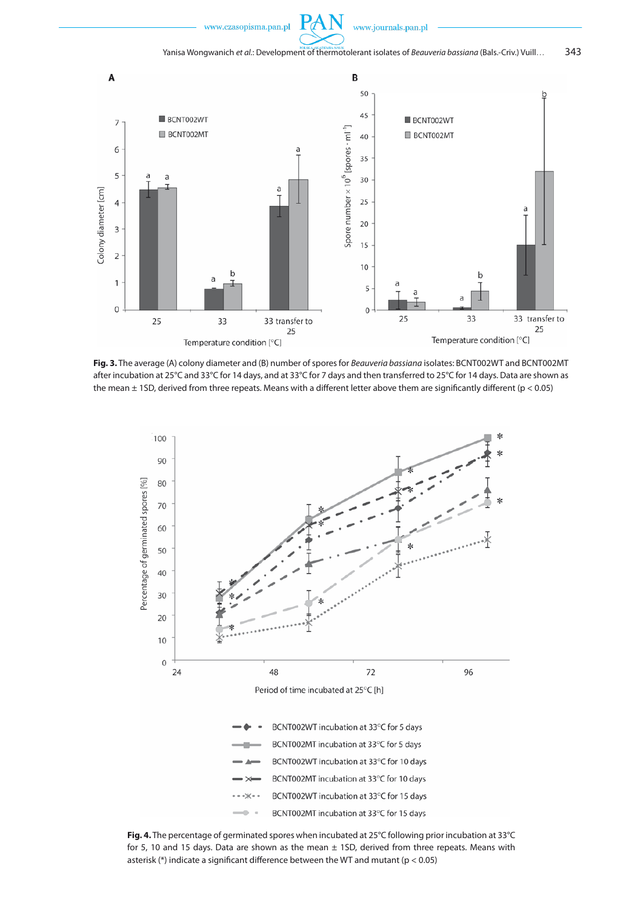**Fig. 3.** The average (A) colony diameter and (B) number of spores for *Beauveria bassiana* isolates: BCNT002WT and BCNT002MT after incubation at 25°C and 33°C for 14 days, and at 33°C for 7 days and then transferred to 25°C for 14 days. Data are shown as the mean ± 1SD, derived from three repeats. Means with a different letter above them are significantly different ($p < 0.05$)

**Fig. 4.** The percentage of germinated spores when incubated at 25°C following prior incubation at 33°C for 5, 10 and 15 days. Data are shown as the mean ± 1SD, derived from three repeats. Means with asterisk (*) indicate a significant difference between the WT and mutant ($p < 0.05$)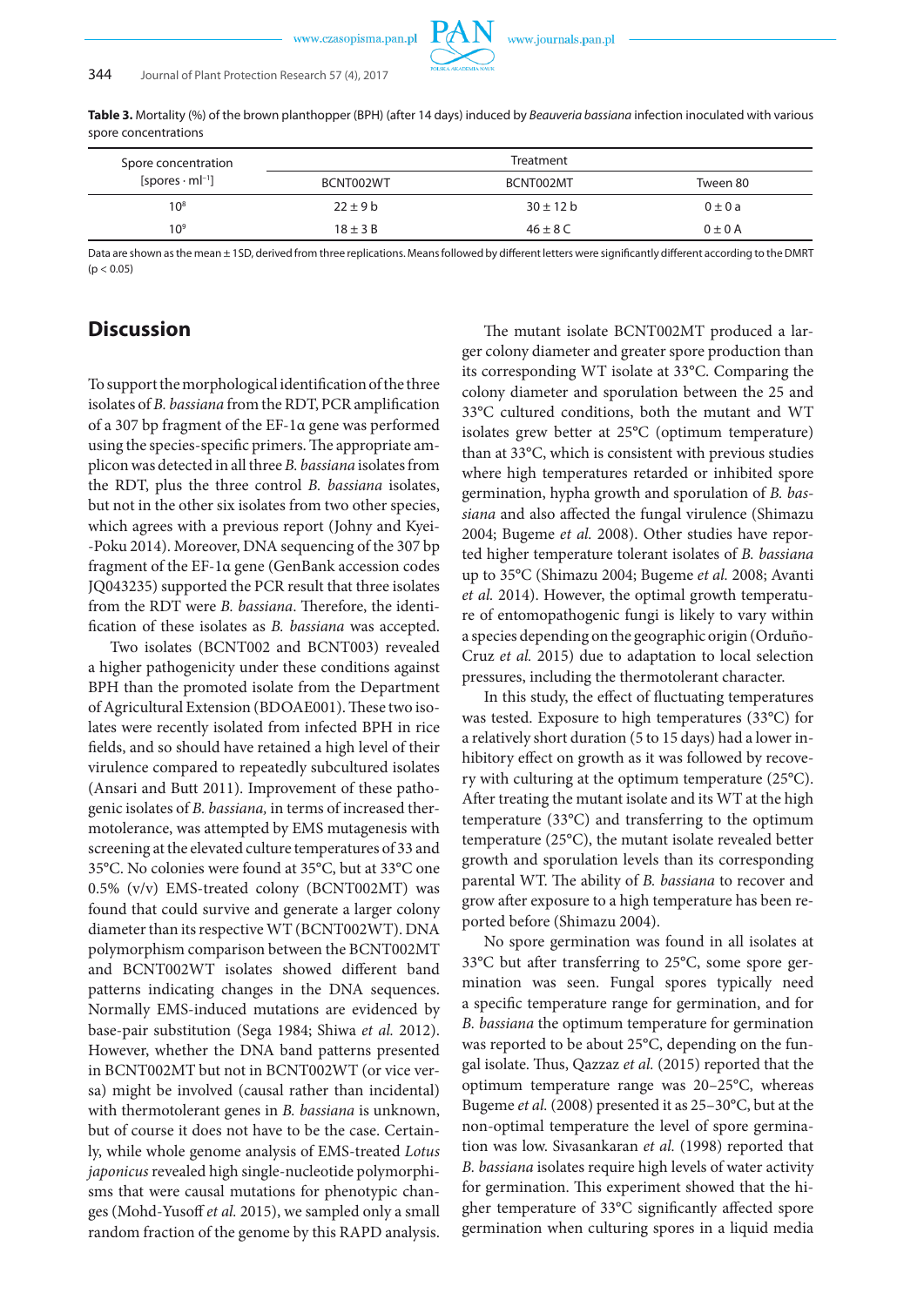**Table 3.** Mortality (%) of the brown planthopper (BPH) (after 14 days) induced by *Beauveria bassiana* infection inoculated with various spore concentrations

| Spore concentration [spores · ml$^{-1}$] | Treatment | | |
|---|---|---|---|
| | BCNT002WT | BCNT002MT | Tween 80 |
| $10^8$ | 22 ± 9 b | 30 ± 12 b | 0 ± 0 a |
| $10^9$ | 18 ± 3 B | 46 ± 8 C | 0 ± 0 A |

Data are shown as the mean ± 1SD, derived from three replications. Means followed by different letters were significantly different according to the DMRT ($p < 0.05$)

## Discussion

To support the morphological identification of the three isolates of *B. bassiana* from the RDT, PCR amplification of a 307 bp fragment of the EF-1α gene was performed using the species-specific primers. The appropriate amplicon was detected in all three *B. bassiana* isolates from the RDT, plus the three control *B. bassiana* isolates, but not in the other six isolates from two other species, which agrees with a previous report (Johny and Kyei-Poku 2014). Moreover, DNA sequencing of the 307 bp fragment of the EF-1α gene (GenBank accession codes JQ043235) supported the PCR result that three isolates from the RDT were *B. bassiana*. Therefore, the identification of these isolates as *B. bassiana* was accepted.

Two isolates (BCNT002 and BCNT003) revealed a higher pathogenicity under these conditions against BPH than the promoted isolate from the Department of Agricultural Extension (BDOAE001). These two isolates were recently isolated from infected BPH in rice fields, and so should have retained a high level of their virulence compared to repeatedly subcultured isolates (Ansari and Butt 2011). Improvement of these pathogenic isolates of *B. bassiana,* in terms of increased thermotolerance, was attempted by EMS mutagenesis with screening at the elevated culture temperatures of 33 and 35°C. No colonies were found at 35°C, but at 33°C one 0.5% (v/v) EMS-treated colony (BCNT002MT) was found that could survive and generate a larger colony diameter than its respective WT (BCNT002WT). DNA polymorphism comparison between the BCNT002MT and BCNT002WT isolates showed different band patterns indicating changes in the DNA sequences. Normally EMS-induced mutations are evidenced by base-pair substitution (Sega 1984; Shiwa *et al.* 2012). However, whether the DNA band patterns presented in BCNT002MT but not in BCNT002WT (or vice versa) might be involved (causal rather than incidental) with thermotolerant genes in *B. bassiana* is unknown, but of course it does not have to be the case. Certainly, while whole genome analysis of EMS-treated *Lotus japonicus* revealed high single-nucleotide polymorphisms that were causal mutations for phenotypic changes (Mohd-Yusoff *et al.* 2015), we sampled only a small random fraction of the genome by this RAPD analysis.

The mutant isolate BCNT002MT produced a larger colony diameter and greater spore production than its corresponding WT isolate at 33°C. Comparing the colony diameter and sporulation between the 25 and 33°C cultured conditions, both the mutant and WT isolates grew better at 25°C (optimum temperature) than at 33°C, which is consistent with previous studies where high temperatures retarded or inhibited spore germination, hypha growth and sporulation of *B. bassiana* and also affected the fungal virulence (Shimazu 2004; Bugeme *et al.* 2008). Other studies have reported higher temperature tolerant isolates of *B. bassiana* up to 35°C (Shimazu 2004; Bugeme *et al.* 2008; Avanti *et al.* 2014). However, the optimal growth temperature of entomopathogenic fungi is likely to vary within a species depending on the geographic origin (Orduño-Cruz *et al.* 2015) due to adaptation to local selection pressures, including the thermotolerant character.

In this study, the effect of fluctuating temperatures was tested. Exposure to high temperatures (33°C) for a relatively short duration (5 to 15 days) had a lower inhibitory effect on growth as it was followed by recovery with culturing at the optimum temperature (25°C). After treating the mutant isolate and its WT at the high temperature (33°C) and transferring to the optimum temperature (25°C), the mutant isolate revealed better growth and sporulation levels than its corresponding parental WT. The ability of *B. bassiana* to recover and grow after exposure to a high temperature has been reported before (Shimazu 2004).

No spore germination was found in all isolates at 33°C but after transferring to 25°C, some spore germination was seen. Fungal spores typically need a specific temperature range for germination, and for *B. bassiana* the optimum temperature for germination was reported to be about 25°C, depending on the fungal isolate. Thus, Qazzaz *et al.* (2015) reported that the optimum temperature range was 20–25°C, whereas Bugeme *et al.* (2008) presented it as 25–30°C, but at the non-optimal temperature the level of spore germination was low. Sivasankaran *et al.* (1998) reported that *B. bassiana* isolates require high levels of water activity for germination. This experiment showed that the higher temperature of 33°C significantly affected spore germination when culturing spores in a liquid media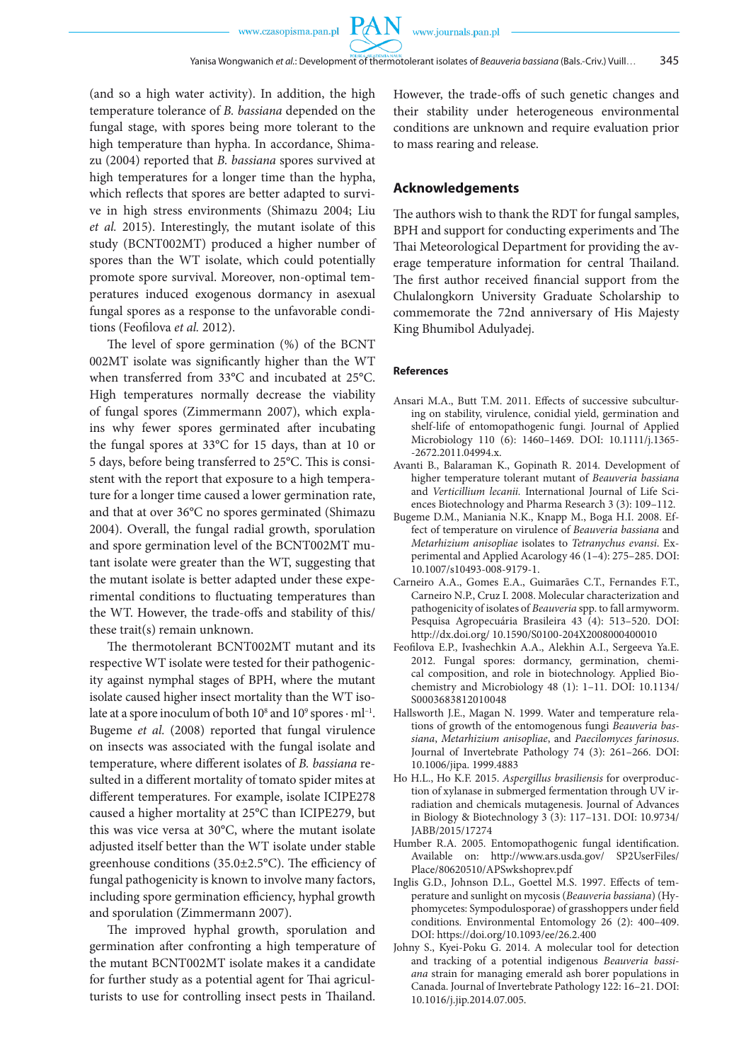(and so a high water activity). In addition, the high temperature tolerance of *B. bassiana* depended on the fungal stage, with spores being more tolerant to the high temperature than hypha. In accordance, Shimazu (2004) reported that *B. bassiana* spores survived at high temperatures for a longer time than the hypha, which reflects that spores are better adapted to survive in high stress environments (Shimazu 2004; Liu *et al.* 2015). Interestingly, the mutant isolate of this study (BCNT002MT) produced a higher number of spores than the WT isolate, which could potentially promote spore survival. Moreover, non-optimal temperatures induced exogenous dormancy in asexual fungal spores as a response to the unfavorable conditions (Feofilova *et al.* 2012).

The level of spore germination (%) of the BCNT 002MT isolate was significantly higher than the WT when transferred from 33°C and incubated at 25°C. High temperatures normally decrease the viability of fungal spores (Zimmermann 2007), which explains why fewer spores germinated after incubating the fungal spores at 33°C for 15 days, than at 10 or 5 days, before being transferred to 25°C. This is consistent with the report that exposure to a high temperature for a longer time caused a lower germination rate, and that at over 36°C no spores germinated (Shimazu 2004). Overall, the fungal radial growth, sporulation and spore germination level of the BCNT002MT mutant isolate were greater than the WT, suggesting that the mutant isolate is better adapted under these experimental conditions to fluctuating temperatures than the WT. However, the trade-offs and stability of this/these trait(s) remain unknown.

The thermotolerant BCNT002MT mutant and its respective WT isolate were tested for their pathogenicity against nymphal stages of BPH, where the mutant isolate caused higher insect mortality than the WT isolate at a spore inoculum of both $10^8$ and $10^9$ spores · $ml^{-1}$. Bugeme *et al.* (2008) reported that fungal virulence on insects was associated with the fungal isolate and temperature, where different isolates of *B. bassiana* resulted in a different mortality of tomato spider mites at different temperatures. For example, isolate ICIPE278 caused a higher mortality at 25°C than ICIPE279, but this was vice versa at 30°C, where the mutant isolate adjusted itself better than the WT isolate under stable greenhouse conditions (35.0±2.5°C). The efficiency of fungal pathogenicity is known to involve many factors, including spore germination efficiency, hyphal growth and sporulation (Zimmermann 2007).

The improved hyphal growth, sporulation and germination after confronting a high temperature of the mutant BCNT002MT isolate makes it a candidate for further study as a potential agent for Thai agriculturists to use for controlling insect pests in Thailand. However, the trade-offs of such genetic changes and their stability under heterogeneous environmental conditions are unknown and require evaluation prior to mass rearing and release.

## Acknowledgements

The authors wish to thank the RDT for fungal samples, BPH and support for conducting experiments and The Thai Meteorological Department for providing the average temperature information for central Thailand. The first author received financial support from the Chulalongkorn University Graduate Scholarship to commemorate the 72nd anniversary of His Majesty King Bhumibol Adulyadej.

### References

Ansari M.A., Butt T.M. 2011. Effects of successive subculturing on stability, virulence, conidial yield, germination and shelf-life of entomopathogenic fungi. Journal of Applied Microbiology 110 (6): 1460–1469. DOI: 10.1111/j.1365-2672.2011.04994.x.

Avanti B., Balaraman K., Gopinath R. 2014. Development of higher temperature tolerant mutant of *Beauveria bassiana* and *Verticillium lecanii*. International Journal of Life Sciences Biotechnology and Pharma Research 3 (3): 109–112.

Bugeme D.M., Maniania N.K., Knapp M., Boga H.I. 2008. Effect of temperature on virulence of *Beauveria bassiana* and *Metarhizium anisopliae* isolates to *Tetranychus evansi*. Experimental and Applied Acarology 46 (1–4): 275–285. DOI: 10.1007/s10493-008-9179-1.

Carneiro A.A., Gomes E.A., Guimarães C.T., Fernandes F.T., Carneiro N.P., Cruz I. 2008. Molecular characterization and pathogenicity of isolates of *Beauveria* spp. to fall armyworm. Pesquisa Agropecuária Brasileira 43 (4): 513–520. DOI: http://dx.doi.org/ 10.1590/S0100-204X2008000400010

Feofilova E.P., Ivashechkin A.A., Alekhin A.I., Sergeeva Ya.E. 2012. Fungal spores: dormancy, germination, chemical composition, and role in biotechnology. Applied Biochemistry and Microbiology 48 (1): 1–11. DOI: 10.1134/S0003683812010048

Hallsworth J.E., Magan N. 1999. Water and temperature relations of growth of the entomogenous fungi *Beauveria bassiana*, *Metarhizium anisopliae*, and *Paecilomyces farinosus*. Journal of Invertebrate Pathology 74 (3): 261–266. DOI: 10.1006/jipa. 1999.4883

Ho H.L., Ho K.F. 2015. *Aspergillus brasiliensis* for overproduction of xylanase in submerged fermentation through UV irradiation and chemicals mutagenesis. Journal of Advances in Biology & Biotechnology 3 (3): 117–131. DOI: 10.9734/JABB/2015/17274

Humber R.A. 2005. Entomopathogenic fungal identification. Available on: http://www.ars.usda.gov/ SP2UserFiles/Place/80620510/APSwkshoprev.pdf

Inglis G.D., Johnson D.L., Goettel M.S. 1997. Effects of temperature and sunlight on mycosis (*Beauveria bassiana*) (Hyphomycetes: Sympodulosporae) of grasshoppers under field conditions. Environmental Entomology 26 (2): 400–409. DOI: https://doi.org/10.1093/ee/26.2.400

Johny S., Kyei-Poku G. 2014. A molecular tool for detection and tracking of a potential indigenous *Beauveria bassiana* strain for managing emerald ash borer populations in Canada. Journal of Invertebrate Pathology 122: 16–21. DOI: 10.1016/j.jip.2014.07.005.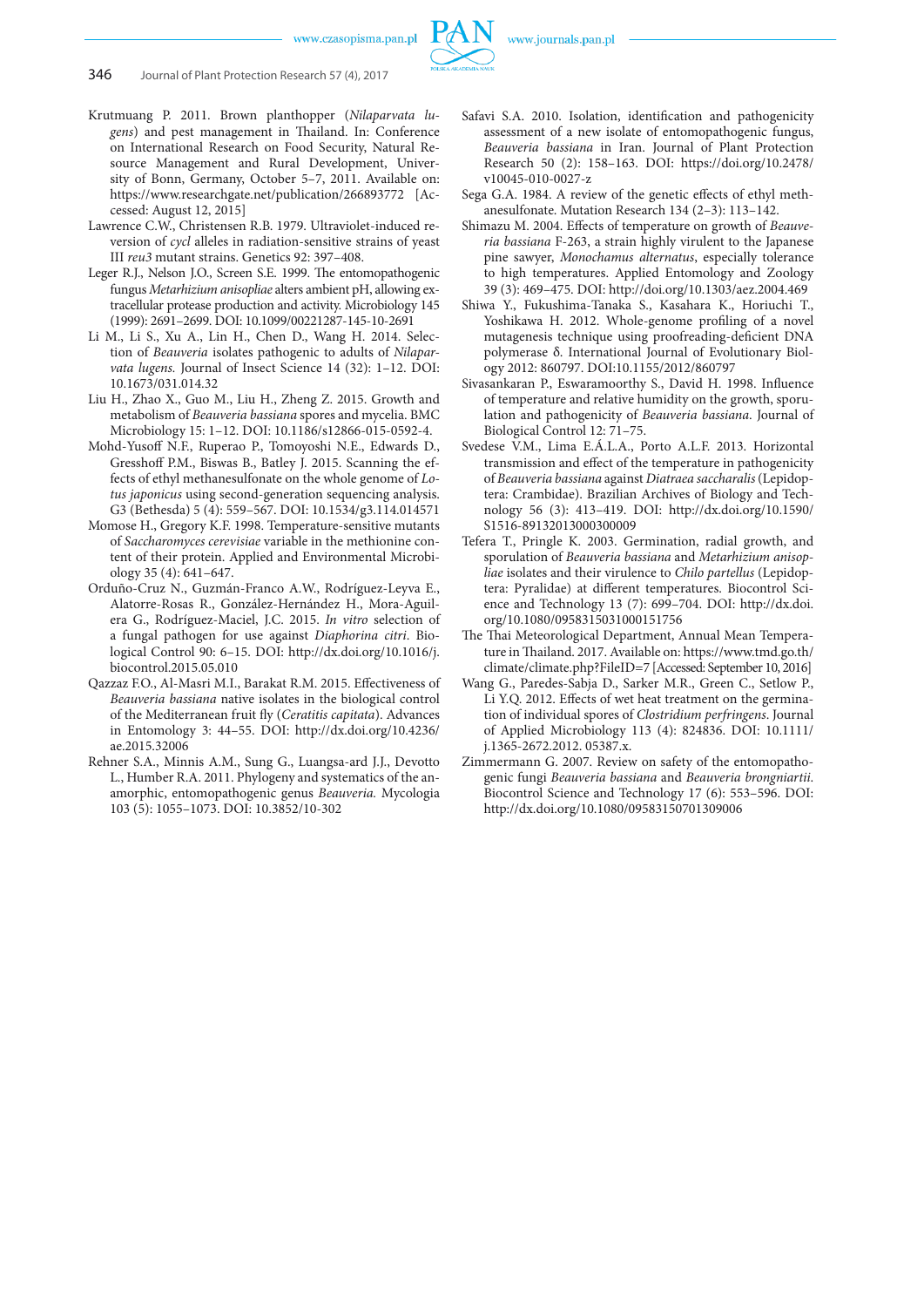Krutmuang P. 2011. Brown planthopper (*Nilaparvata lugens*) and pest management in Thailand. In: Conference on International Research on Food Security, Natural Resource Management and Rural Development, University of Bonn, Germany, October 5–7, 2011. Available on: https://www.researchgate.net/publication/266893772 [Accessed: August 12, 2015]

Lawrence C.W., Christensen R.B. 1979. Ultraviolet-induced reversion of *cycl* alleles in radiation-sensitive strains of yeast III *reu3* mutant strains. Genetics 92: 397–408.

Leger R.J., Nelson J.O., Screen S.E. 1999. The entomopathogenic fungus *Metarhizium anisopliae* alters ambient pH, allowing extracellular protease production and activity. Microbiology 145 (1999): 2691–2699. DOI: 10.1099/00221287-145-10-2691

Li M., Li S., Xu A., Lin H., Chen D., Wang H. 2014. Selection of *Beauveria* isolates pathogenic to adults of *Nilaparvata lugens.* Journal of Insect Science 14 (32): 1–12. DOI: 10.1673/031.014.32

Liu H., Zhao X., Guo M., Liu H., Zheng Z. 2015. Growth and metabolism of *Beauveria bassiana* spores and mycelia. BMC Microbiology 15: 1–12. DOI: 10.1186/s12866-015-0592-4.

Mohd-Yusoff N.F., Ruperao P., Tomoyoshi N.E., Edwards D., Gresshoff P.M., Biswas B., Batley J. 2015. Scanning the effects of ethyl methanesulfonate on the whole genome of *Lotus japonicus* using second-generation sequencing analysis. G3 (Bethesda) 5 (4): 559–567. DOI: 10.1534/g3.114.014571

Momose H., Gregory K.F. 1998. Temperature-sensitive mutants of *Saccharomyces cerevisiae* variable in the methionine content of their protein. Applied and Environmental Microbiology 35 (4): 641–647.

Orduño-Cruz N., Guzmán-Franco A.W., Rodríguez-Leyva E., Alatorre-Rosas R., González-Hernández H., Mora-Aguilera G., Rodríguez-Maciel, J.C. 2015. *In vitro* selection of a fungal pathogen for use against *Diaphorina citri*. Biological Control 90: 6–15. DOI: http://dx.doi.org/10.1016/j.biocontrol.2015.05.010

Qazzaz F.O., Al-Masri M.I., Barakat R.M. 2015. Effectiveness of *Beauveria bassiana* native isolates in the biological control of the Mediterranean fruit fly (*Ceratitis capitata*). Advances in Entomology 3: 44–55. DOI: http://dx.doi.org/10.4236/ae.2015.32006

Rehner S.A., Minnis A.M., Sung G., Luangsa-ard J.J., Devotto L., Humber R.A. 2011. Phylogeny and systematics of the anamorphic, entomopathogenic genus *Beauveria.* Mycologia 103 (5): 1055–1073. DOI: 10.3852/10-302

Safavi S.A. 2010. Isolation, identification and pathogenicity assessment of a new isolate of entomopathogenic fungus, *Beauveria bassiana* in Iran. Journal of Plant Protection Research 50 (2): 158–163. DOI: https://doi.org/10.2478/v10045-010-0027-z

Sega G.A. 1984. A review of the genetic effects of ethyl methanesulfonate. Mutation Research 134 (2–3): 113–142.

Shimazu M. 2004. Effects of temperature on growth of *Beauveria bassiana* F-263, a strain highly virulent to the Japanese pine sawyer, *Monochamus alternatus*, especially tolerance to high temperatures. Applied Entomology and Zoology 39 (3): 469–475. DOI: http://doi.org/10.1303/aez.2004.469

Shiwa Y., Fukushima-Tanaka S., Kasahara K., Horiuchi T., Yoshikawa H. 2012. Whole-genome profiling of a novel mutagenesis technique using proofreading-deficient DNA polymerase δ. International Journal of Evolutionary Biology 2012: 860797. DOI:10.1155/2012/860797

Sivasankaran P., Eswaramoorthy S., David H. 1998. Influence of temperature and relative humidity on the growth, sporulation and pathogenicity of *Beauveria bassiana*. Journal of Biological Control 12: 71–75.

Svedese V.M., Lima E.Á.L.A., Porto A.L.F. 2013. Horizontal transmission and effect of the temperature in pathogenicity of *Beauveria bassiana* against *Diatraea saccharalis* (Lepidoptera: Crambidae). Brazilian Archives of Biology and Technology 56 (3): 413–419. DOI: http://dx.doi.org/10.1590/S1516-89132013000300009

Tefera T., Pringle K. 2003. Germination, radial growth, and sporulation of *Beauveria bassiana* and *Metarhizium anisopliae* isolates and their virulence to *Chilo partellus* (Lepidoptera: Pyralidae) at different temperatures. Biocontrol Science and Technology 13 (7): 699–704. DOI: http://dx.doi.org/10.1080/0958315031000151756

The Thai Meteorological Department, Annual Mean Temperature in Thailand. 2017. Available on: https://www.tmd.go.th/climate/climate.php?FileID=7 [Accessed: September 10, 2016]

Wang G., Paredes-Sabja D., Sarker M.R., Green C., Setlow P., Li Y.Q. 2012. Effects of wet heat treatment on the germination of individual spores of *Clostridium perfringens*. Journal of Applied Microbiology 113 (4): 824836. DOI: 10.1111/j.1365-2672.2012. 05387.x.

Zimmermann G. 2007. Review on safety of the entomopathogenic fungi *Beauveria bassiana* and *Beauveria brongniartii.* Biocontrol Science and Technology 17 (6): 553–596. DOI: http://dx.doi.org/10.1080/09583150701309006